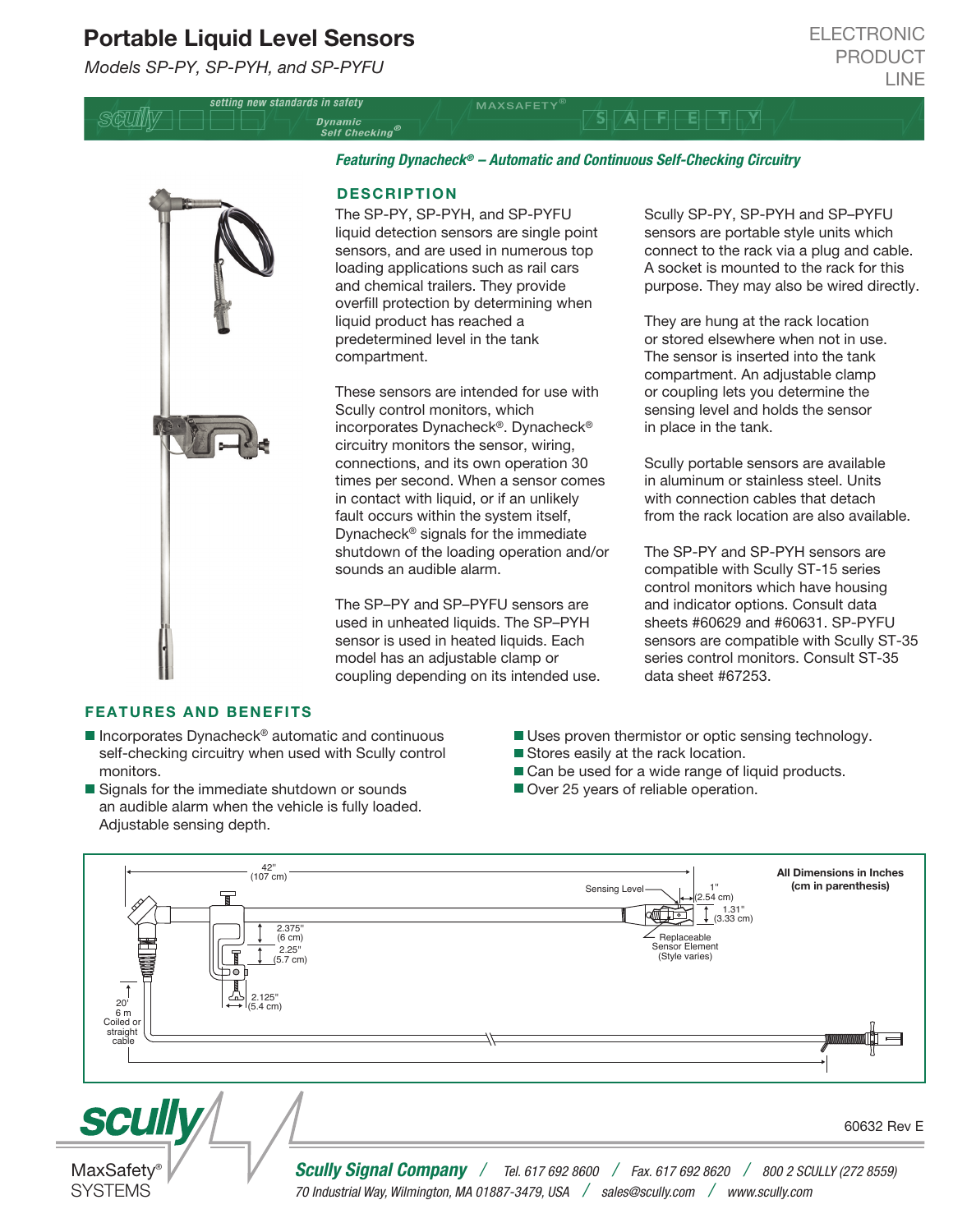# Portable Liquid Level Sensors

*Models SP-PY, SP-PYH, and SP-PYFU*

ELECTRONIC PRODUCT LINE

***Featuring Dynacheck® – Automatic and Continuous Self-Checking Circuitry***

## DESCRIPTION

The SP-PY, SP-PYH, and SP-PYFU liquid detection sensors are single point sensors, and are used in numerous top loading applications such as rail cars and chemical trailers. They provide overfill protection by determining when liquid product has reached a predetermined level in the tank compartment.

These sensors are intended for use with Scully control monitors, which incorporates Dynacheck®. Dynacheck® circuitry monitors the sensor, wiring, connections, and its own operation 30 times per second. When a sensor comes in contact with liquid, or if an unlikely fault occurs within the system itself, Dynacheck® signals for the immediate shutdown of the loading operation and/or sounds an audible alarm.

The SP–PY and SP–PYFU sensors are used in unheated liquids. The SP–PYH sensor is used in heated liquids. Each model has an adjustable clamp or coupling depending on its intended use.

Scully SP-PY, SP-PYH and SP–PYFU sensors are portable style units which connect to the rack via a plug and cable. A socket is mounted to the rack for this purpose. They may also be wired directly.

They are hung at the rack location or stored elsewhere when not in use. The sensor is inserted into the tank compartment. An adjustable clamp or coupling lets you determine the sensing level and holds the sensor in place in the tank.

Scully portable sensors are available in aluminum or stainless steel. Units with connection cables that detach from the rack location are also available.

The SP-PY and SP-PYH sensors are compatible with Scully ST-15 series control monitors which have housing and indicator options. Consult data sheets #60629 and #60631. SP-PYFU sensors are compatible with Scully ST-35 series control monitors. Consult ST-35 data sheet #67253.

## FEATURES AND BENEFITS

- Incorporates Dynacheck® automatic and continuous self-checking circuitry when used with Scully control monitors.
- Signals for the immediate shutdown or sounds an audible alarm when the vehicle is fully loaded. Adjustable sensing depth.
- Uses proven thermistor or optic sensing technology.
- Stores easily at the rack location.
- Can be used for a wide range of liquid products.
- Over 25 years of reliable operation.

**All Dimensions in Inches (cm in parenthesis)**

42" (107 cm)
Sensing Level
1" (2.54 cm)
1.31" (3.33 cm)
2.375" (6 cm)
2.25" (5.7 cm)
2.125" (5.4 cm)
Replaceable Sensor Element (Style varies)
20' 6 m Coiled or straight cable

60632 Rev E

**Scully Signal Company** / Tel. 617 692 8600 / Fax. 617 692 8620 / 800 2 SCULLY (272 8559)
70 Industrial Way, Wilmington, MA 01887-3479, USA / sales@scully.com / www.scully.com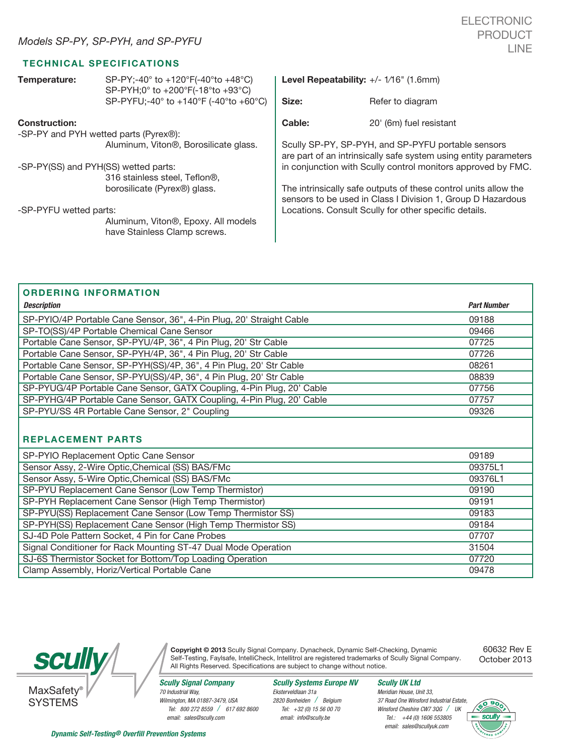*Models SP-PY, SP-PYH, and SP-PYFU*

ELECTRONIC PRODUCT LINE

## TECHNICAL SPECIFICATIONS

**Temperature:** SP-PY;-40° to +120°F(-40°to +48°C)
SP-PYH;0° to +200°F(-18°to +93°C)
SP-PYFU;-40° to +140°F (-40°to +60°C)

**Construction:**

-SP-PY and PYH wetted parts (Pyrex®):
Aluminum, Viton®, Borosilicate glass.

-SP-PY(SS) and PYH(SS) wetted parts:
316 stainless steel, Teflon®, borosilicate (Pyrex®) glass.

-SP-PYFU wetted parts:
Aluminum, Viton®, Epoxy. All models have Stainless Clamp screws.

**Level Repeatability:** +/- 1⁄16" (1.6mm)

**Size:** Refer to diagram

**Cable:** 20' (6m) fuel resistant

Scully SP-PY, SP-PYH, and SP-PYFU portable sensors are part of an intrinsically safe system using entity parameters in conjunction with Scully control monitors approved by FMC.

The intrinsically safe outputs of these control units allow the sensors to be used in Class I Division 1, Group D Hazardous Locations. Consult Scully for other specific details.

## ORDERING INFORMATION

| *Description* | *Part Number* |
|---|---|
| SP-PYIO/4P Portable Cane Sensor, 36", 4-Pin Plug, 20' Straight Cable | 09188 |
| SP-TO(SS)/4P Portable Chemical Cane Sensor | 09466 |
| Portable Cane Sensor, SP-PYU/4P, 36", 4 Pin Plug, 20' Str Cable | 07725 |
| Portable Cane Sensor, SP-PYH/4P, 36", 4 Pin Plug, 20' Str Cable | 07726 |
| Portable Cane Sensor, SP-PYH(SS)/4P, 36", 4 Pin Plug, 20' Str Cable | 08261 |
| Portable Cane Sensor, SP-PYU(SS)/4P, 36", 4 Pin Plug, 20' Str Cable | 08839 |
| SP-PYUG/4P Portable Cane Sensor, GATX Coupling, 4-Pin Plug, 20' Cable | 07756 |
| SP-PYHG/4P Portable Cane Sensor, GATX Coupling, 4-Pin Plug, 20' Cable | 07757 |
| SP-PYU/SS 4R Portable Cane Sensor, 2" Coupling | 09326 |

## REPLACEMENT PARTS

| | |
|---|---|
| SP-PYIO Replacement Optic Cane Sensor | 09189 |
| Sensor Assy, 2-Wire Optic,Chemical (SS) BAS/FMc | 09375L1 |
| Sensor Assy, 5-Wire Optic,Chemical (SS) BAS/FMc | 09376L1 |
| SP-PYU Replacement Cane Sensor (Low Temp Thermistor) | 09190 |
| SP-PYH Replacement Cane Sensor (High Temp Thermistor) | 09191 |
| SP-PYU(SS) Replacement Cane Sensor (Low Temp Thermistor SS) | 09183 |
| SP-PYH(SS) Replacement Cane Sensor (High Temp Thermistor SS) | 09184 |
| SJ-4D Pole Pattern Socket, 4 Pin for Cane Probes | 07707 |
| Signal Conditioner for Rack Mounting ST-47 Dual Mode Operation | 31504 |
| SJ-6S Thermistor Socket for Bottom/Top Loading Operation | 07720 |
| Clamp Assembly, Horiz/Vertical Portable Cane | 09478 |

scully
MaxSafety® SYSTEMS

**Copyright © 2013** Scully Signal Company. Dynacheck, Dynamic Self-Checking, Dynamic Self-Testing, Faylsafe, IntelliCheck, Intellitrol are registered trademarks of Scully Signal Company. All Rights Reserved. Specifications are subject to change without notice.

60632 Rev E
October 2013

***Scully Signal Company***
*70 Industrial Way,*
*Wilmington, MA 01887-3479, USA*
*Tel: 800 272 8559 / 617 692 8600*
*email: sales@scully.com*

***Scully Systems Europe NV***
*Eksterveldlaan 31a*
*2820 Bonheiden / Belgium*
*Tel: +32 (0) 15 56 00 70*
*email: info@scully.be*

***Scully UK Ltd***
*Meridian House, Unit 33,*
*37 Road One Winsford Industrial Estate,*
*Winsford Cheshire CW7 3QG / UK*
*Tel.: +44 (0) 1606 553805*
*email: sales@scullyuk.com*

***Dynamic Self-Testing® Overfill Prevention Systems***